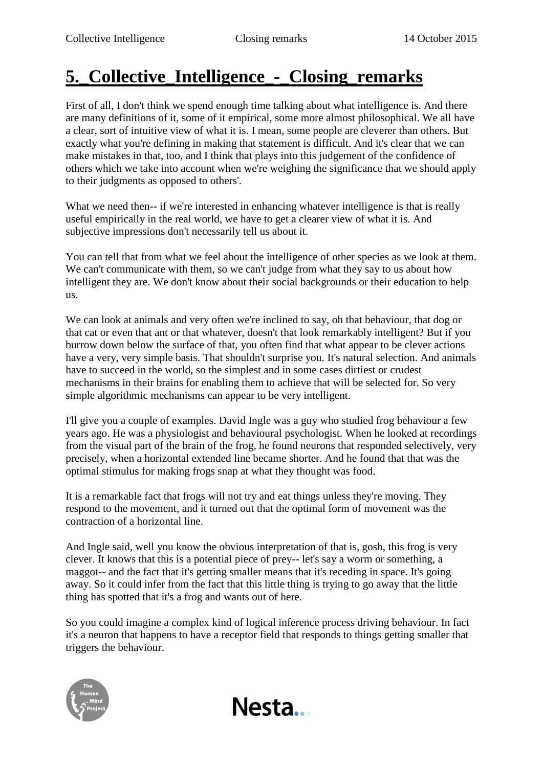# 5._Collective_Intelligence_-_Closing_remarks

First of all, I don't think we spend enough time talking about what intelligence is. And there are many definitions of it, some of it empirical, some more almost philosophical. We all have a clear, sort of intuitive view of what it is. I mean, some people are cleverer than others. But exactly what you're defining in making that statement is difficult. And it's clear that we can make mistakes in that, too, and I think that plays into this judgement of the confidence of others which we take into account when we're weighing the significance that we should apply to their judgments as opposed to others'.

What we need then-- if we're interested in enhancing whatever intelligence is that is really useful empirically in the real world, we have to get a clearer view of what it is. And subjective impressions don't necessarily tell us about it.

You can tell that from what we feel about the intelligence of other species as we look at them. We can't communicate with them, so we can't judge from what they say to us about how intelligent they are. We don't know about their social backgrounds or their education to help us.

We can look at animals and very often we're inclined to say, oh that behaviour, that dog or that cat or even that ant or that whatever, doesn't that look remarkably intelligent? But if you burrow down below the surface of that, you often find that what appear to be clever actions have a very, very simple basis. That shouldn't surprise you. It's natural selection. And animals have to succeed in the world, so the simplest and in some cases dirtiest or crudest mechanisms in their brains for enabling them to achieve that will be selected for. So very simple algorithmic mechanisms can appear to be very intelligent.

I'll give you a couple of examples. David Ingle was a guy who studied frog behaviour a few years ago. He was a physiologist and behavioural psychologist. When he looked at recordings from the visual part of the brain of the frog, he found neurons that responded selectively, very precisely, when a horizontal extended line became shorter. And he found that that was the optimal stimulus for making frogs snap at what they thought was food.

It is a remarkable fact that frogs will not try and eat things unless they're moving. They respond to the movement, and it turned out that the optimal form of movement was the contraction of a horizontal line.

And Ingle said, well you know the obvious interpretation of that is, gosh, this frog is very clever. It knows that this is a potential piece of prey-- let's say a worm or something, a maggot-- and the fact that it's getting smaller means that it's receding in space. It's going away. So it could infer from the fact that this little thing is trying to go away that the little thing has spotted that it's a frog and wants out of here.

So you could imagine a complex kind of logical inference process driving behaviour. In fact it's a neuron that happens to have a receptor field that responds to things getting smaller that triggers the behaviour.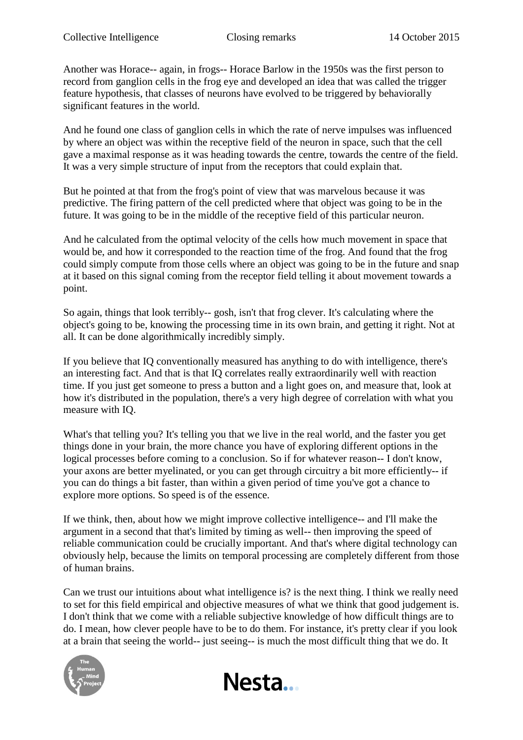Another was Horace-- again, in frogs-- Horace Barlow in the 1950s was the first person to record from ganglion cells in the frog eye and developed an idea that was called the trigger feature hypothesis, that classes of neurons have evolved to be triggered by behaviorally significant features in the world.

And he found one class of ganglion cells in which the rate of nerve impulses was influenced by where an object was within the receptive field of the neuron in space, such that the cell gave a maximal response as it was heading towards the centre, towards the centre of the field. It was a very simple structure of input from the receptors that could explain that.

But he pointed at that from the frog's point of view that was marvelous because it was predictive. The firing pattern of the cell predicted where that object was going to be in the future. It was going to be in the middle of the receptive field of this particular neuron.

And he calculated from the optimal velocity of the cells how much movement in space that would be, and how it corresponded to the reaction time of the frog. And found that the frog could simply compute from those cells where an object was going to be in the future and snap at it based on this signal coming from the receptor field telling it about movement towards a point.

So again, things that look terribly-- gosh, isn't that frog clever. It's calculating where the object's going to be, knowing the processing time in its own brain, and getting it right. Not at all. It can be done algorithmically incredibly simply.

If you believe that IQ conventionally measured has anything to do with intelligence, there's an interesting fact. And that is that IQ correlates really extraordinarily well with reaction time. If you just get someone to press a button and a light goes on, and measure that, look at how it's distributed in the population, there's a very high degree of correlation with what you measure with IQ.

What's that telling you? It's telling you that we live in the real world, and the faster you get things done in your brain, the more chance you have of exploring different options in the logical processes before coming to a conclusion. So if for whatever reason-- I don't know, your axons are better myelinated, or you can get through circuitry a bit more efficiently-- if you can do things a bit faster, than within a given period of time you've got a chance to explore more options. So speed is of the essence.

If we think, then, about how we might improve collective intelligence-- and I'll make the argument in a second that that's limited by timing as well-- then improving the speed of reliable communication could be crucially important. And that's where digital technology can obviously help, because the limits on temporal processing are completely different from those of human brains.

Can we trust our intuitions about what intelligence is? is the next thing. I think we really need to set for this field empirical and objective measures of what we think that good judgement is. I don't think that we come with a reliable subjective knowledge of how difficult things are to do. I mean, how clever people have to be to do them. For instance, it's pretty clear if you look at a brain that seeing the world-- just seeing-- is much the most difficult thing that we do. It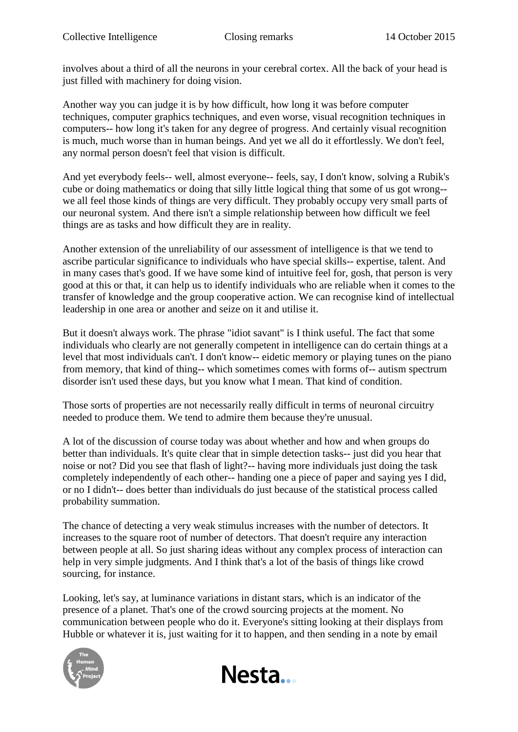involves about a third of all the neurons in your cerebral cortex. All the back of your head is just filled with machinery for doing vision.

Another way you can judge it is by how difficult, how long it was before computer techniques, computer graphics techniques, and even worse, visual recognition techniques in computers-- how long it's taken for any degree of progress. And certainly visual recognition is much, much worse than in human beings. And yet we all do it effortlessly. We don't feel, any normal person doesn't feel that vision is difficult.

And yet everybody feels-- well, almost everyone-- feels, say, I don't know, solving a Rubik's cube or doing mathematics or doing that silly little logical thing that some of us got wrong-- we all feel those kinds of things are very difficult. They probably occupy very small parts of our neuronal system. And there isn't a simple relationship between how difficult we feel things are as tasks and how difficult they are in reality.

Another extension of the unreliability of our assessment of intelligence is that we tend to ascribe particular significance to individuals who have special skills-- expertise, talent. And in many cases that's good. If we have some kind of intuitive feel for, gosh, that person is very good at this or that, it can help us to identify individuals who are reliable when it comes to the transfer of knowledge and the group cooperative action. We can recognise kind of intellectual leadership in one area or another and seize on it and utilise it.

But it doesn't always work. The phrase "idiot savant" is I think useful. The fact that some individuals who clearly are not generally competent in intelligence can do certain things at a level that most individuals can't. I don't know-- eidetic memory or playing tunes on the piano from memory, that kind of thing-- which sometimes comes with forms of-- autism spectrum disorder isn't used these days, but you know what I mean. That kind of condition.

Those sorts of properties are not necessarily really difficult in terms of neuronal circuitry needed to produce them. We tend to admire them because they're unusual.

A lot of the discussion of course today was about whether and how and when groups do better than individuals. It's quite clear that in simple detection tasks-- just did you hear that noise or not? Did you see that flash of light?-- having more individuals just doing the task completely independently of each other-- handing one a piece of paper and saying yes I did, or no I didn't-- does better than individuals do just because of the statistical process called probability summation.

The chance of detecting a very weak stimulus increases with the number of detectors. It increases to the square root of number of detectors. That doesn't require any interaction between people at all. So just sharing ideas without any complex process of interaction can help in very simple judgments. And I think that's a lot of the basis of things like crowd sourcing, for instance.

Looking, let's say, at luminance variations in distant stars, which is an indicator of the presence of a planet. That's one of the crowd sourcing projects at the moment. No communication between people who do it. Everyone's sitting looking at their displays from Hubble or whatever it is, just waiting for it to happen, and then sending in a note by email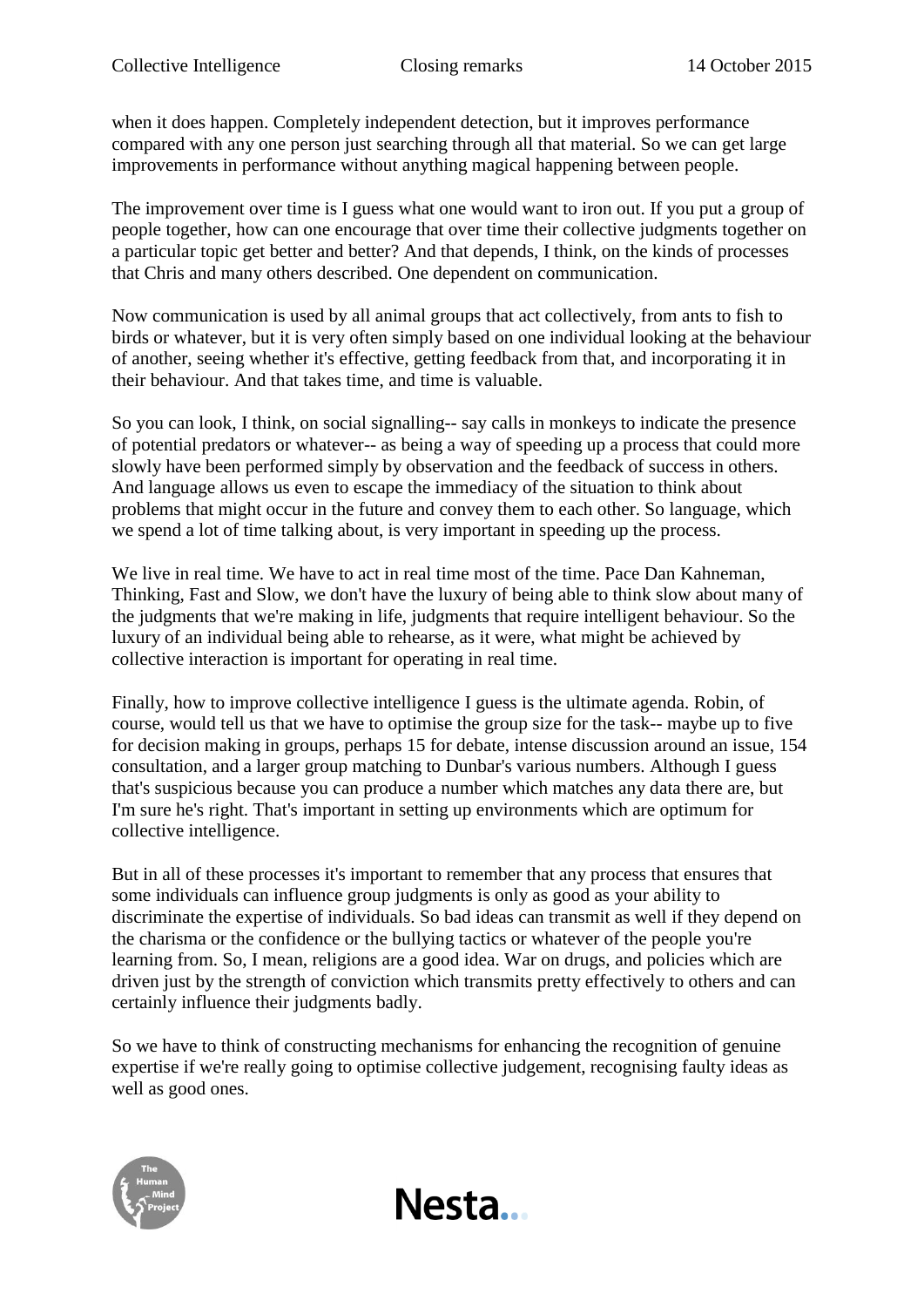when it does happen. Completely independent detection, but it improves performance compared with any one person just searching through all that material. So we can get large improvements in performance without anything magical happening between people.

The improvement over time is I guess what one would want to iron out. If you put a group of people together, how can one encourage that over time their collective judgments together on a particular topic get better and better? And that depends, I think, on the kinds of processes that Chris and many others described. One dependent on communication.

Now communication is used by all animal groups that act collectively, from ants to fish to birds or whatever, but it is very often simply based on one individual looking at the behaviour of another, seeing whether it's effective, getting feedback from that, and incorporating it in their behaviour. And that takes time, and time is valuable.

So you can look, I think, on social signalling-- say calls in monkeys to indicate the presence of potential predators or whatever-- as being a way of speeding up a process that could more slowly have been performed simply by observation and the feedback of success in others. And language allows us even to escape the immediacy of the situation to think about problems that might occur in the future and convey them to each other. So language, which we spend a lot of time talking about, is very important in speeding up the process.

We live in real time. We have to act in real time most of the time. Pace Dan Kahneman, Thinking, Fast and Slow, we don't have the luxury of being able to think slow about many of the judgments that we're making in life, judgments that require intelligent behaviour. So the luxury of an individual being able to rehearse, as it were, what might be achieved by collective interaction is important for operating in real time.

Finally, how to improve collective intelligence I guess is the ultimate agenda. Robin, of course, would tell us that we have to optimise the group size for the task-- maybe up to five for decision making in groups, perhaps 15 for debate, intense discussion around an issue, 154 consultation, and a larger group matching to Dunbar's various numbers. Although I guess that's suspicious because you can produce a number which matches any data there are, but I'm sure he's right. That's important in setting up environments which are optimum for collective intelligence.

But in all of these processes it's important to remember that any process that ensures that some individuals can influence group judgments is only as good as your ability to discriminate the expertise of individuals. So bad ideas can transmit as well if they depend on the charisma or the confidence or the bullying tactics or whatever of the people you're learning from. So, I mean, religions are a good idea. War on drugs, and policies which are driven just by the strength of conviction which transmits pretty effectively to others and can certainly influence their judgments badly.

So we have to think of constructing mechanisms for enhancing the recognition of genuine expertise if we're really going to optimise collective judgement, recognising faulty ideas as well as good ones.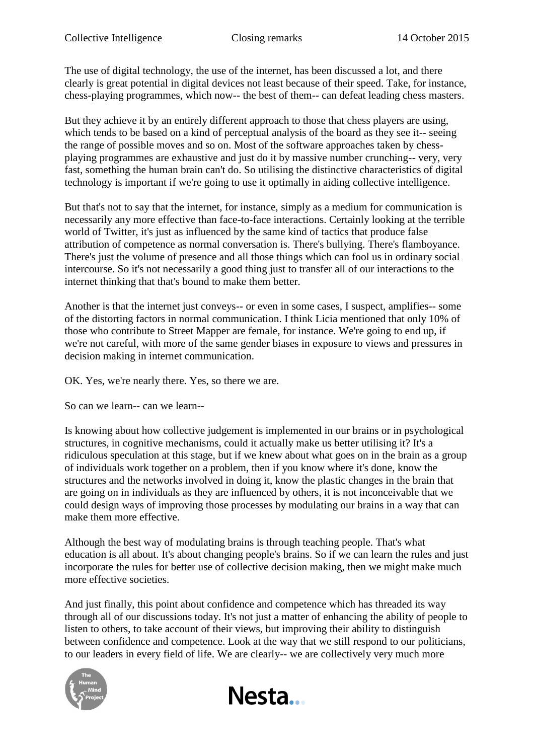The use of digital technology, the use of the internet, has been discussed a lot, and there clearly is great potential in digital devices not least because of their speed. Take, for instance, chess-playing programmes, which now-- the best of them-- can defeat leading chess masters.

But they achieve it by an entirely different approach to those that chess players are using, which tends to be based on a kind of perceptual analysis of the board as they see it-- seeing the range of possible moves and so on. Most of the software approaches taken by chess-playing programmes are exhaustive and just do it by massive number crunching-- very, very fast, something the human brain can't do. So utilising the distinctive characteristics of digital technology is important if we're going to use it optimally in aiding collective intelligence.

But that's not to say that the internet, for instance, simply as a medium for communication is necessarily any more effective than face-to-face interactions. Certainly looking at the terrible world of Twitter, it's just as influenced by the same kind of tactics that produce false attribution of competence as normal conversation is. There's bullying. There's flamboyance. There's just the volume of presence and all those things which can fool us in ordinary social intercourse. So it's not necessarily a good thing just to transfer all of our interactions to the internet thinking that that's bound to make them better.

Another is that the internet just conveys-- or even in some cases, I suspect, amplifies-- some of the distorting factors in normal communication. I think Licia mentioned that only 10% of those who contribute to Street Mapper are female, for instance. We're going to end up, if we're not careful, with more of the same gender biases in exposure to views and pressures in decision making in internet communication.

OK. Yes, we're nearly there. Yes, so there we are.

So can we learn-- can we learn--

Is knowing about how collective judgement is implemented in our brains or in psychological structures, in cognitive mechanisms, could it actually make us better utilising it? It's a ridiculous speculation at this stage, but if we knew about what goes on in the brain as a group of individuals work together on a problem, then if you know where it's done, know the structures and the networks involved in doing it, know the plastic changes in the brain that are going on in individuals as they are influenced by others, it is not inconceivable that we could design ways of improving those processes by modulating our brains in a way that can make them more effective.

Although the best way of modulating brains is through teaching people. That's what education is all about. It's about changing people's brains. So if we can learn the rules and just incorporate the rules for better use of collective decision making, then we might make much more effective societies.

And just finally, this point about confidence and competence which has threaded its way through all of our discussions today. It's not just a matter of enhancing the ability of people to listen to others, to take account of their views, but improving their ability to distinguish between confidence and competence. Look at the way that we still respond to our politicians, to our leaders in every field of life. We are clearly-- we are collectively very much more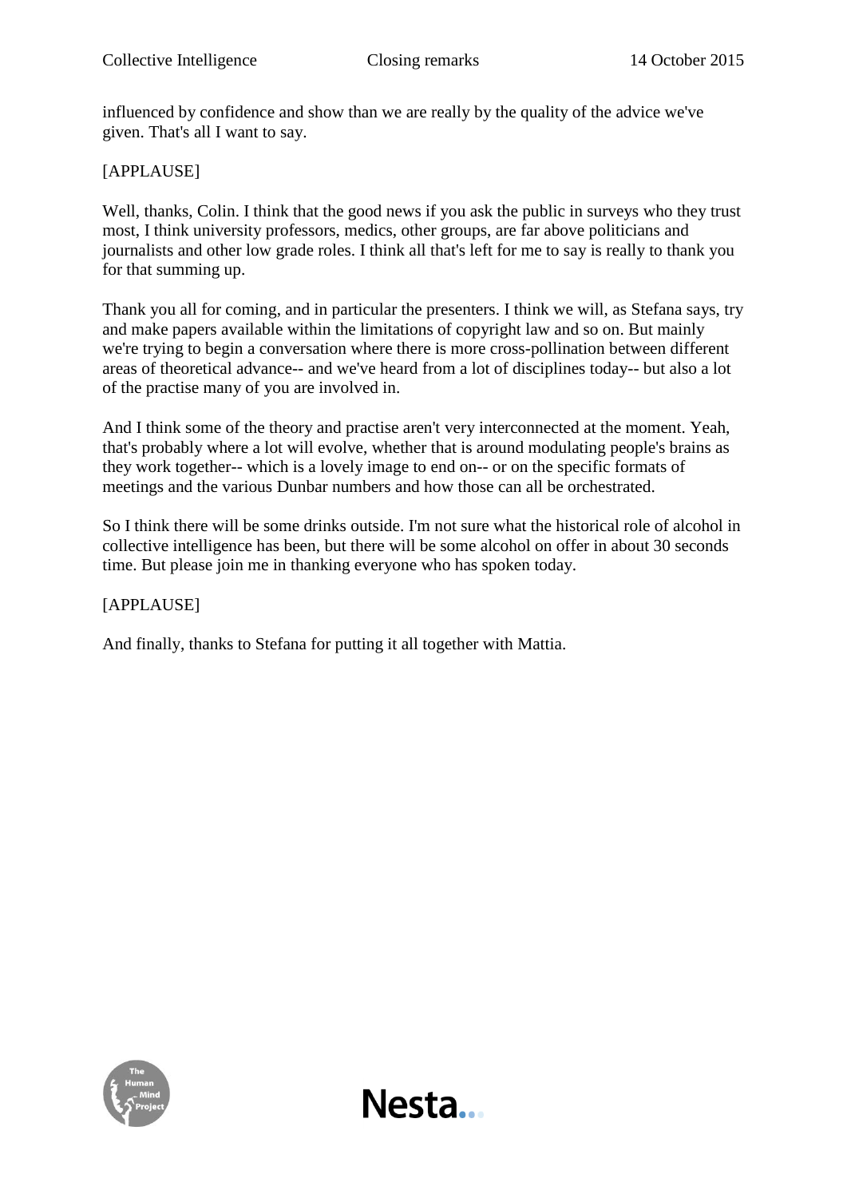influenced by confidence and show than we are really by the quality of the advice we've given. That's all I want to say.

[APPLAUSE]

Well, thanks, Colin. I think that the good news if you ask the public in surveys who they trust most, I think university professors, medics, other groups, are far above politicians and journalists and other low grade roles. I think all that's left for me to say is really to thank you for that summing up.

Thank you all for coming, and in particular the presenters. I think we will, as Stefana says, try and make papers available within the limitations of copyright law and so on. But mainly we're trying to begin a conversation where there is more cross-pollination between different areas of theoretical advance-- and we've heard from a lot of disciplines today-- but also a lot of the practise many of you are involved in.

And I think some of the theory and practise aren't very interconnected at the moment. Yeah, that's probably where a lot will evolve, whether that is around modulating people's brains as they work together-- which is a lovely image to end on-- or on the specific formats of meetings and the various Dunbar numbers and how those can all be orchestrated.

So I think there will be some drinks outside. I'm not sure what the historical role of alcohol in collective intelligence has been, but there will be some alcohol on offer in about 30 seconds time. But please join me in thanking everyone who has spoken today.

[APPLAUSE]

And finally, thanks to Stefana for putting it all together with Mattia.